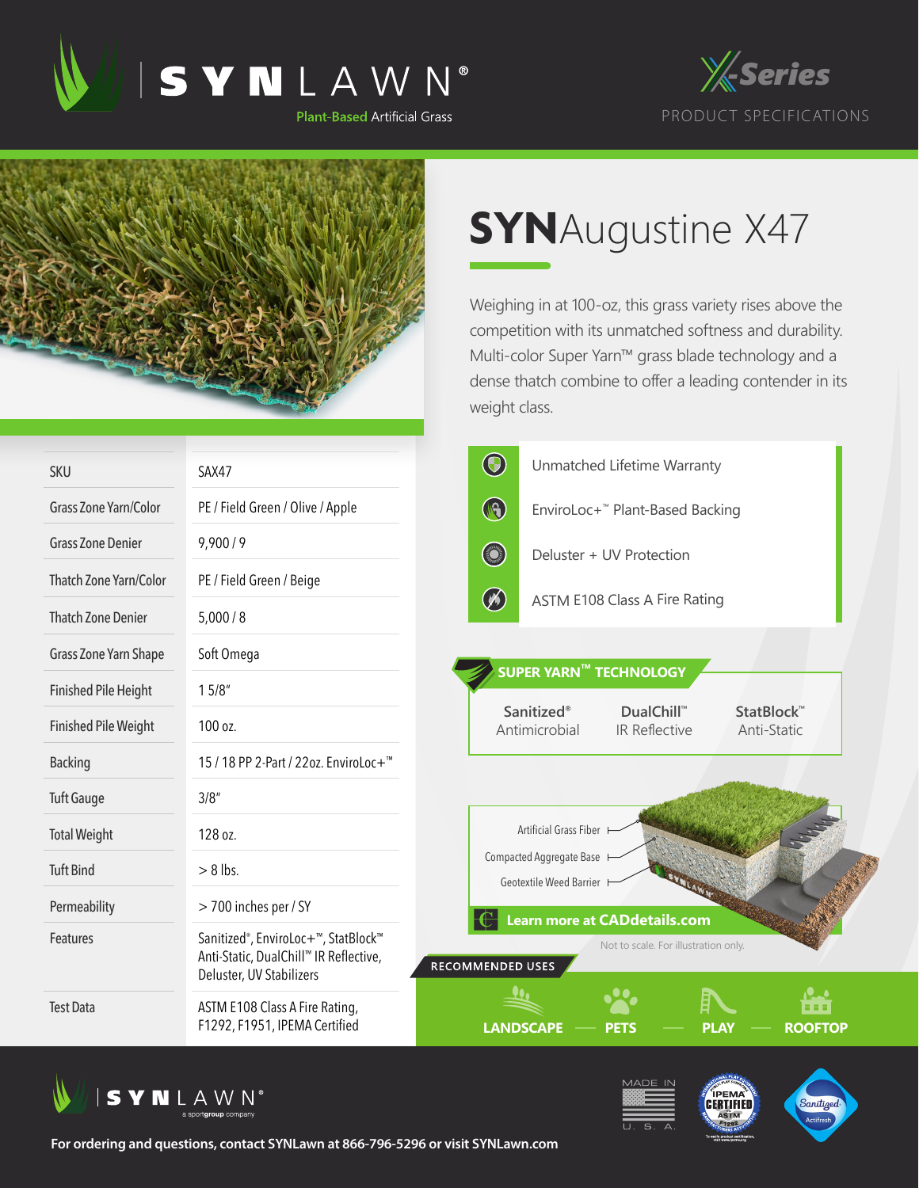# SYNLAWN®

Plant-Based Artificial Grass

X-Series

PRODUCT SPECIFICATIONS

## SYNAugustine X47

Weighing in at 100-oz, this grass variety rises above the competition with its unmatched softness and durability. Multi-color Super Yarn™ grass blade technology and a dense thatch combine to offer a leading contender in its weight class.

| SKU | SAX47 |
|---|---|
| Grass Zone Yarn/Color | PE / Field Green / Olive / Apple |
| Grass Zone Denier | 9,900 / 9 |
| Thatch Zone Yarn/Color | PE / Field Green / Beige |
| Thatch Zone Denier | 5,000 / 8 |
| Grass Zone Yarn Shape | Soft Omega |
| Finished Pile Height | 1 5/8" |
| Finished Pile Weight | 100 oz. |
| Backing | 15 / 18 PP 2-Part / 22oz. EnviroLoc+™ |
| Tuft Gauge | 3/8" |
| Total Weight | 128 oz. |
| Tuft Bind | > 8 lbs. |
| Permeability | > 700 inches per / SY |
| Features | Sanitized®, EnviroLoc+™, StatBlock™ Anti-Static, DualChill™ IR Reflective, Deluster, UV Stabilizers |
| Test Data | ASTM E108 Class A Fire Rating, F1292, F1951, IPEMA Certified |

- Unmatched Lifetime Warranty
- EnviroLoc+™ Plant-Based Backing
- Deluster + UV Protection
- ASTM E108 Class A Fire Rating

### SUPER YARN™ TECHNOLOGY

- Sanitized® Antimicrobial
- DualChill™ IR Reflective
- StatBlock™ Anti-Static

Artificial Grass Fiber

Compacted Aggregate Base

Geotextile Weed Barrier

Learn more at CADdetails.com

Not to scale. For illustration only.

### RECOMMENDED USES

LANDSCAPE — PETS — PLAY — ROOFTOP

SYNLAWN® a sportgroup company

MADE IN U. S. A.

IPEMA CERTIFIED ASTM F1292

Sanitized Actifresh

For ordering and questions, contact SYNLawn at 866-796-5296 or visit SYNLawn.com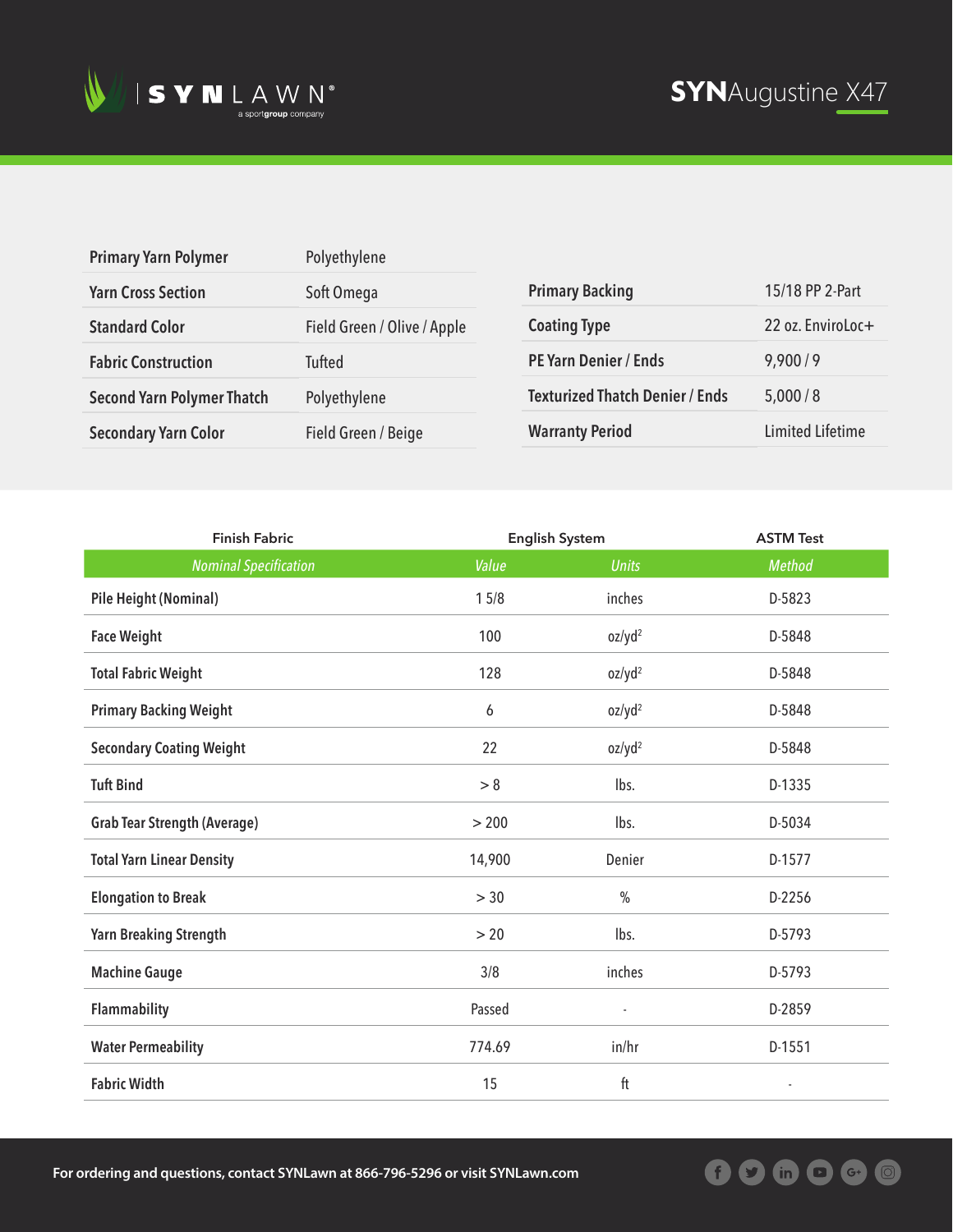SYNLAWN® a sportgroup company

# SYNAugustine X47

| | |
|---|---|
| **Primary Yarn Polymer** | Polyethylene |
| **Yarn Cross Section** | Soft Omega |
| **Standard Color** | Field Green / Olive / Apple |
| **Fabric Construction** | Tufted |
| **Second Yarn Polymer Thatch** | Polyethylene |
| **Secondary Yarn Color** | Field Green / Beige |

| | |
|---|---|
| **Primary Backing** | 15/18 PP 2-Part |
| **Coating Type** | 22 oz. EnviroLoc+ |
| **PE Yarn Denier / Ends** | 9,900 / 9 |
| **Texturized Thatch Denier / Ends** | 5,000 / 8 |
| **Warranty Period** | Limited Lifetime |

| Finish Fabric | English System | | ASTM Test |
|---|---|---|---|
| *Nominal Specification* | *Value* | *Units* | *Method* |
| **Pile Height (Nominal)** | 1 5/8 | inches | D-5823 |
| **Face Weight** | 100 | oz/yd² | D-5848 |
| **Total Fabric Weight** | 128 | oz/yd² | D-5848 |
| **Primary Backing Weight** | 6 | oz/yd² | D-5848 |
| **Secondary Coating Weight** | 22 | oz/yd² | D-5848 |
| **Tuft Bind** | > 8 | lbs. | D-1335 |
| **Grab Tear Strength (Average)** | > 200 | lbs. | D-5034 |
| **Total Yarn Linear Density** | 14,900 | Denier | D-1577 |
| **Elongation to Break** | > 30 | % | D-2256 |
| **Yarn Breaking Strength** | > 20 | lbs. | D-5793 |
| **Machine Gauge** | 3/8 | inches | D-5793 |
| **Flammability** | Passed | - | D-2859 |
| **Water Permeability** | 774.69 | in/hr | D-1551 |
| **Fabric Width** | 15 | ft | - |

**For ordering and questions, contact SYNLawn at 866-796-5296 or visit SYNLawn.com**